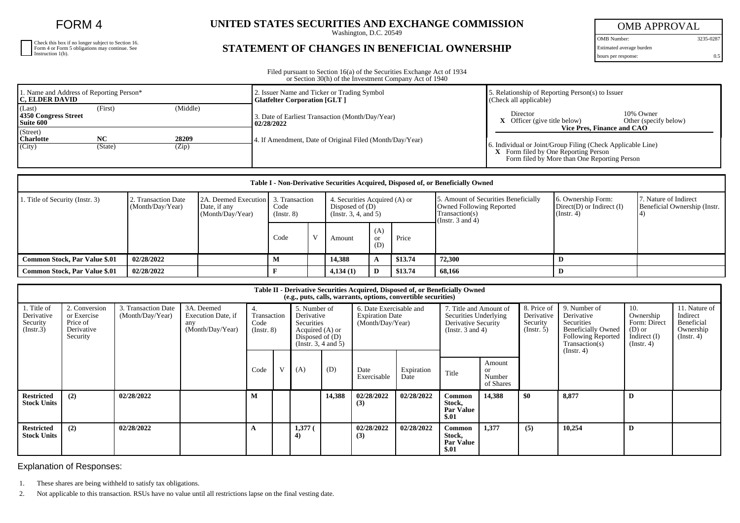# FORM 4

Check this box if no longer subject to Section 16. Form 4 or Form 5 obligations may continue. See Instruction 1(b).

## UNITED STATES SECURITIES AND EXCHANGE COMMISSION

Washington, D.C. 20549

## STATEMENT OF CHANGES IN BENEFICIAL OWNERSHIP

| OMB APPROVAL | |
|---|---|
| OMB Number: | 3235-0287 |
| Estimated average burden hours per response: | 0.5 |

Filed pursuant to Section 16(a) of the Securities Exchange Act of 1934 or Section 30(h) of the Investment Company Act of 1940

| 1. Name and Address of Reporting Person* | 2. Issuer Name and Ticker or Trading Symbol | 5. Relationship of Reporting Person(s) to Issuer (Check all applicable) |
|---|---|---|
| **C, ELDER DAVID** | **Glatfelter Corporation [GLT ]** | Director / 10% Owner |
| (Last) (First) (Middle) **4350 Congress Street Suite 600** | 3. Date of Earliest Transaction (Month/Day/Year) **02/28/2022** | **X** Officer (give title below) / Other (specify below) **Vice Pres, Finance and CAO** |
| (Street) **Charlotte NC 28209** (City) (State) (Zip) | 4. If Amendment, Date of Original Filed (Month/Day/Year) | 6. Individual or Joint/Group Filing (Check Applicable Line) **X** Form filed by One Reporting Person; Form filed by More than One Reporting Person |

**Table I - Non-Derivative Securities Acquired, Disposed of, or Beneficially Owned**

| 1. Title of Security (Instr. 3) | 2. Transaction Date (Month/Day/Year) | 2A. Deemed Execution Date, if any (Month/Day/Year) | 3. Transaction Code (Instr. 8) | | 4. Securities Acquired (A) or Disposed of (D) (Instr. 3, 4, and 5) | | | 5. Amount of Securities Beneficially Owned Following Reported Transaction(s) (Instr. 3 and 4) | 6. Ownership Form: Direct(D) or Indirect (I) (Instr. 4) | 7. Nature of Indirect Beneficial Ownership (Instr. 4) |
|---|---|---|---|---|---|---|---|---|---|---|
| | | | Code | V | Amount | (A) or (D) | Price | | | |
| **Common Stock, Par Value $.01** | **02/28/2022** | | **M** | | **14,388** | **A** | **$13.74** | **72,300** | **D** | |
| **Common Stock, Par Value $.01** | **02/28/2022** | | **F** | | **4,134 (1)** | **D** | **$13.74** | **68,166** | **D** | |

**Table II - Derivative Securities Acquired, Disposed of, or Beneficially Owned (e.g., puts, calls, warrants, options, convertible securities)**

| 1. Title of Derivative Security (Instr.3) | 2. Conversion or Exercise Price of Derivative Security | 3. Transaction Date (Month/Day/Year) | 3A. Deemed Execution Date, if any (Month/Day/Year) | 4. Transaction Code (Instr. 8) | | 5. Number of Derivative Securities Acquired (A) or Disposed of (D) (Instr. 3, 4 and 5) | | 6. Date Exercisable and Expiration Date (Month/Day/Year) | | 7. Title and Amount of Securities Underlying Derivative Security (Instr. 3 and 4) | | 8. Price of Derivative Security (Instr. 5) | 9. Number of Derivative Securities Beneficially Owned Following Reported Transaction(s) (Instr. 4) | 10. Ownership Form: Direct (D) or Indirect (I) (Instr. 4) | 11. Nature of Indirect Beneficial Ownership (Instr. 4) |
|---|---|---|---|---|---|---|---|---|---|---|---|---|---|---|---|
| | | | | Code | V | (A) | (D) | Date Exercisable | Expiration Date | Title | Amount or Number of Shares | | | | |
| **Restricted Stock Units** | **(2)** | **02/28/2022** | | **M** | | | **14,388** | **02/28/2022 (3)** | **02/28/2022** | **Common Stock, Par Value $.01** | **14,388** | **$0** | **8,877** | **D** | |
| **Restricted Stock Units** | **(2)** | **02/28/2022** | | **A** | | **1,377 (4)** | | **02/28/2022 (3)** | **02/28/2022** | **Common Stock, Par Value $.01** | **1,377** | **(5)** | **10,254** | **D** | |

Explanation of Responses:

1. These shares are being withheld to satisfy tax obligations.
2. Not applicable to this transaction. RSUs have no value until all restrictions lapse on the final vesting date.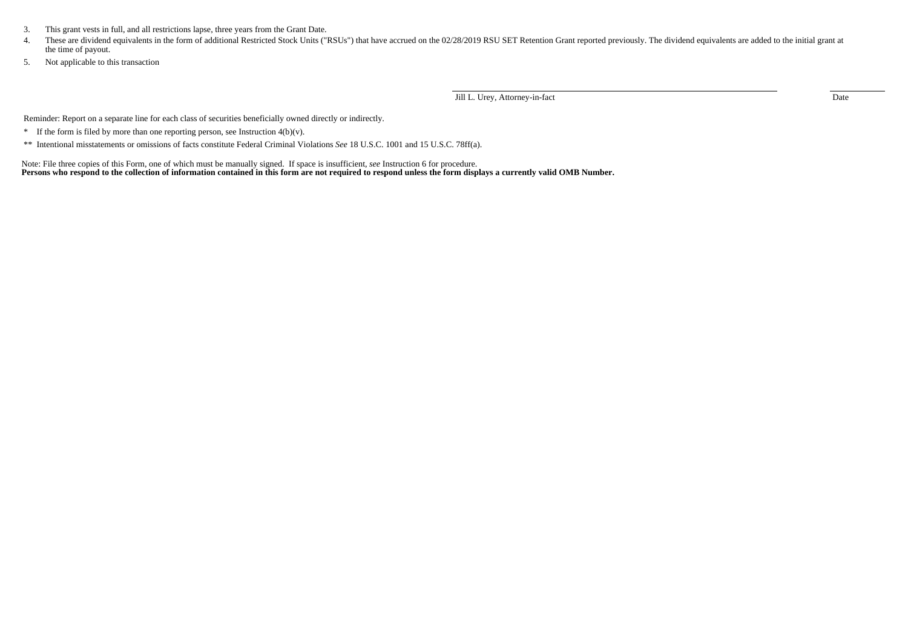3. This grant vests in full, and all restrictions lapse, three years from the Grant Date.
4. These are dividend equivalents in the form of additional Restricted Stock Units ("RSUs") that have accrued on the 02/28/2019 RSU SET Retention Grant reported previously. The dividend equivalents are added to the initial grant at the time of payout.
5. Not applicable to this transaction

| | |
|---|---|
| Jill L. Urey, Attorney-in-fact | Date |

Reminder: Report on a separate line for each class of securities beneficially owned directly or indirectly.

\* If the form is filed by more than one reporting person, see Instruction 4(b)(v).

\*\* Intentional misstatements or omissions of facts constitute Federal Criminal Violations *See* 18 U.S.C. 1001 and 15 U.S.C. 78ff(a).

Note: File three copies of this Form, one of which must be manually signed. If space is insufficient, *see* Instruction 6 for procedure.

**Persons who respond to the collection of information contained in this form are not required to respond unless the form displays a currently valid OMB Number.**